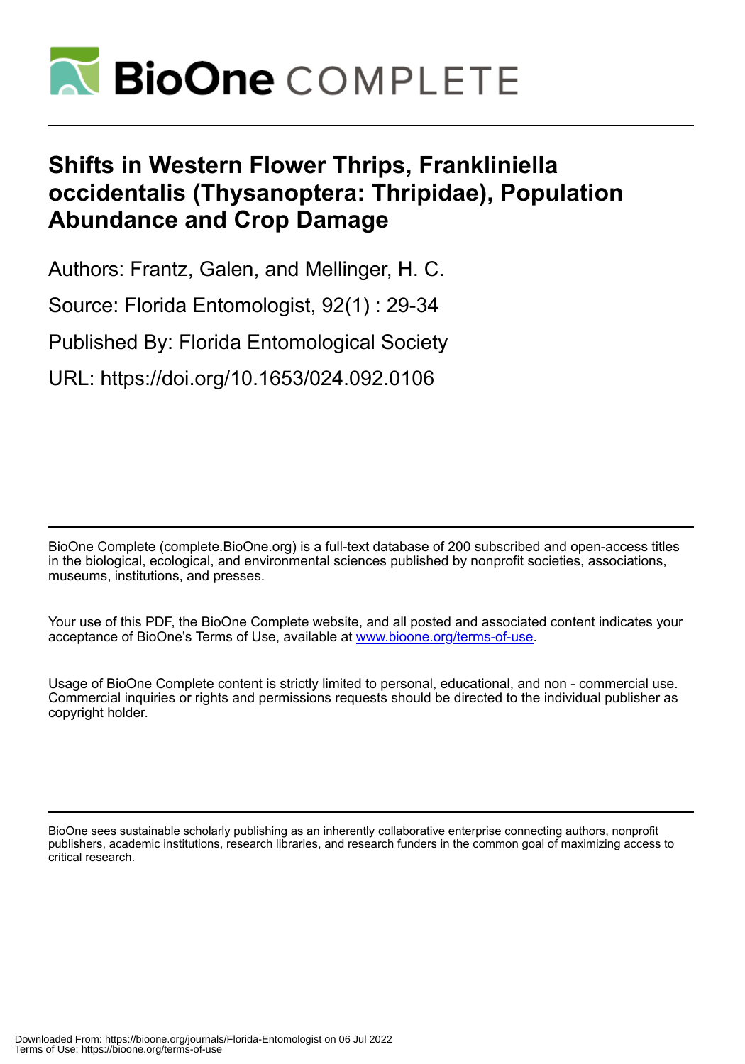# Shifts in Western Flower Thrips, Frankliniella occidentalis (Thysanoptera: Thripidae), Population Abundance and Crop Damage

Authors: Frantz, Galen, and Mellinger, H. C.

Source: Florida Entomologist, 92(1) : 29-34

Published By: Florida Entomological Society

URL: https://doi.org/10.1653/024.092.0106

BioOne Complete (complete.BioOne.org) is a full-text database of 200 subscribed and open-access titles in the biological, ecological, and environmental sciences published by nonprofit societies, associations, museums, institutions, and presses.

Your use of this PDF, the BioOne Complete website, and all posted and associated content indicates your acceptance of BioOne's Terms of Use, available at www.bioone.org/terms-of-use.

Usage of BioOne Complete content is strictly limited to personal, educational, and non - commercial use. Commercial inquiries or rights and permissions requests should be directed to the individual publisher as copyright holder.

BioOne sees sustainable scholarly publishing as an inherently collaborative enterprise connecting authors, nonprofit publishers, academic institutions, research libraries, and research funders in the common goal of maximizing access to critical research.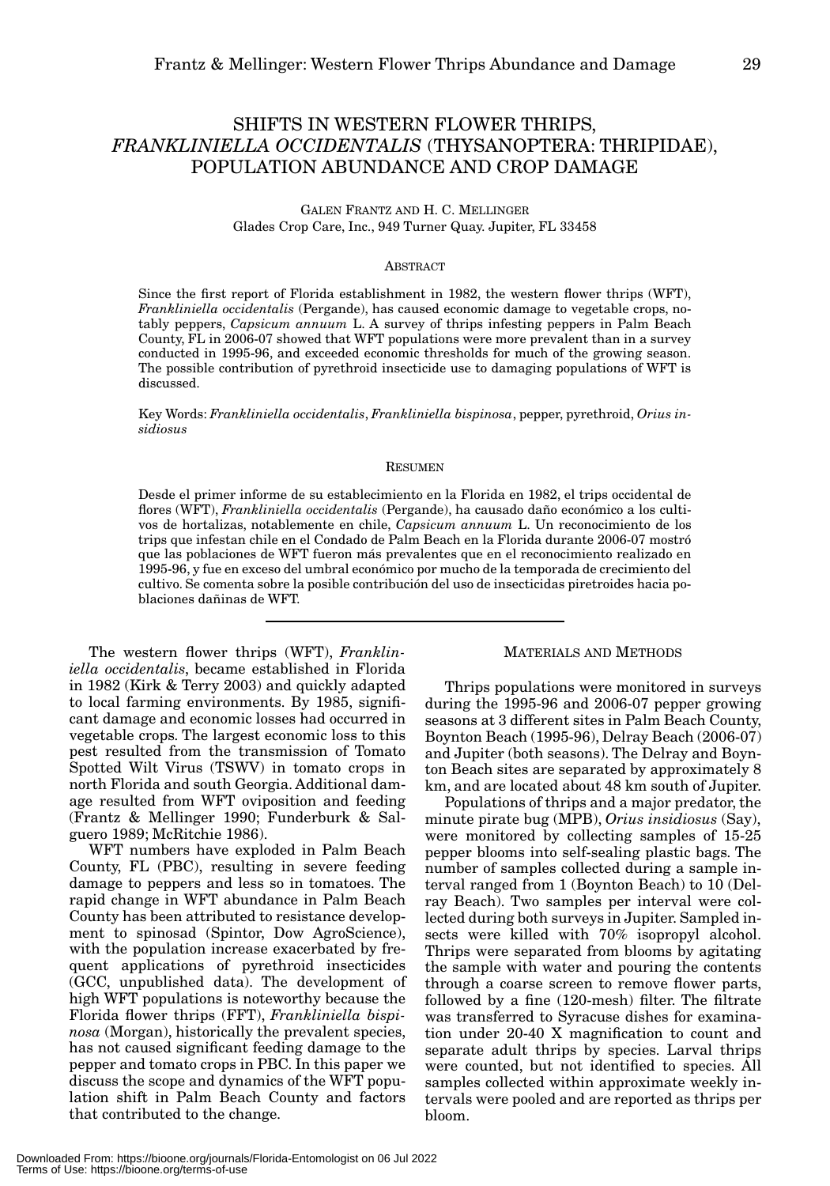# SHIFTS IN WESTERN FLOWER THRIPS, *FRANKLINIELLA OCCIDENTALIS* (THYSANOPTERA: THRIPIDAE), POPULATION ABUNDANCE AND CROP DAMAGE

GALEN FRANTZ AND H. C. MELLINGER
Glades Crop Care, Inc., 949 Turner Quay. Jupiter, FL 33458

## ABSTRACT

Since the first report of Florida establishment in 1982, the western flower thrips (WFT), *Frankliniella occidentalis* (Pergande), has caused economic damage to vegetable crops, notably peppers, *Capsicum annuum* L. A survey of thrips infesting peppers in Palm Beach County, FL in 2006-07 showed that WFT populations were more prevalent than in a survey conducted in 1995-96, and exceeded economic thresholds for much of the growing season. The possible contribution of pyrethroid insecticide use to damaging populations of WFT is discussed.

Key Words: *Frankliniella occidentalis*, *Frankliniella bispinosa*, pepper, pyrethroid, *Orius insidiosus*

## RESUMEN

Desde el primer informe de su establecimiento en la Florida en 1982, el trips occidental de flores (WFT), *Frankliniella occidentalis* (Pergande), ha causado daño económico a los cultivos de hortalizas, notablemente en chile, *Capsicum annuum* L. Un reconocimiento de los trips que infestan chile en el Condado de Palm Beach en la Florida durante 2006-07 mostró que las poblaciones de WFT fueron más prevalentes que en el reconocimiento realizado en 1995-96, y fue en exceso del umbral económico por mucho de la temporada de crecimiento del cultivo. Se comenta sobre la posible contribución del uso de insecticidas piretroides hacia poblaciones dañinas de WFT.

---

The western flower thrips (WFT), *Frankliniella occidentalis*, became established in Florida in 1982 (Kirk & Terry 2003) and quickly adapted to local farming environments. By 1985, significant damage and economic losses had occurred in vegetable crops. The largest economic loss to this pest resulted from the transmission of Tomato Spotted Wilt Virus (TSWV) in tomato crops in north Florida and south Georgia. Additional damage resulted from WFT oviposition and feeding (Frantz & Mellinger 1990; Funderburk & Salguero 1989; McRitchie 1986).

WFT numbers have exploded in Palm Beach County, FL (PBC), resulting in severe feeding damage to peppers and less so in tomatoes. The rapid change in WFT abundance in Palm Beach County has been attributed to resistance development to spinosad (Spintor, Dow AgroScience), with the population increase exacerbated by frequent applications of pyrethroid insecticides (GCC, unpublished data). The development of high WFT populations is noteworthy because the Florida flower thrips (FFT), *Frankliniella bispinosa* (Morgan), historically the prevalent species, has not caused significant feeding damage to the pepper and tomato crops in PBC. In this paper we discuss the scope and dynamics of the WFT population shift in Palm Beach County and factors that contributed to the change.

## MATERIALS AND METHODS

Thrips populations were monitored in surveys during the 1995-96 and 2006-07 pepper growing seasons at 3 different sites in Palm Beach County, Boynton Beach (1995-96), Delray Beach (2006-07) and Jupiter (both seasons). The Delray and Boynton Beach sites are separated by approximately 8 km, and are located about 48 km south of Jupiter.

Populations of thrips and a major predator, the minute pirate bug (MPB), *Orius insidiosus* (Say), were monitored by collecting samples of 15-25 pepper blooms into self-sealing plastic bags. The number of samples collected during a sample interval ranged from 1 (Boynton Beach) to 10 (Delray Beach). Two samples per interval were collected during both surveys in Jupiter. Sampled insects were killed with 70% isopropyl alcohol. Thrips were separated from blooms by agitating the sample with water and pouring the contents through a coarse screen to remove flower parts, followed by a fine (120-mesh) filter. The filtrate was transferred to Syracuse dishes for examination under 20-40 X magnification to count and separate adult thrips by species. Larval thrips were counted, but not identified to species. All samples collected within approximate weekly intervals were pooled and are reported as thrips per bloom.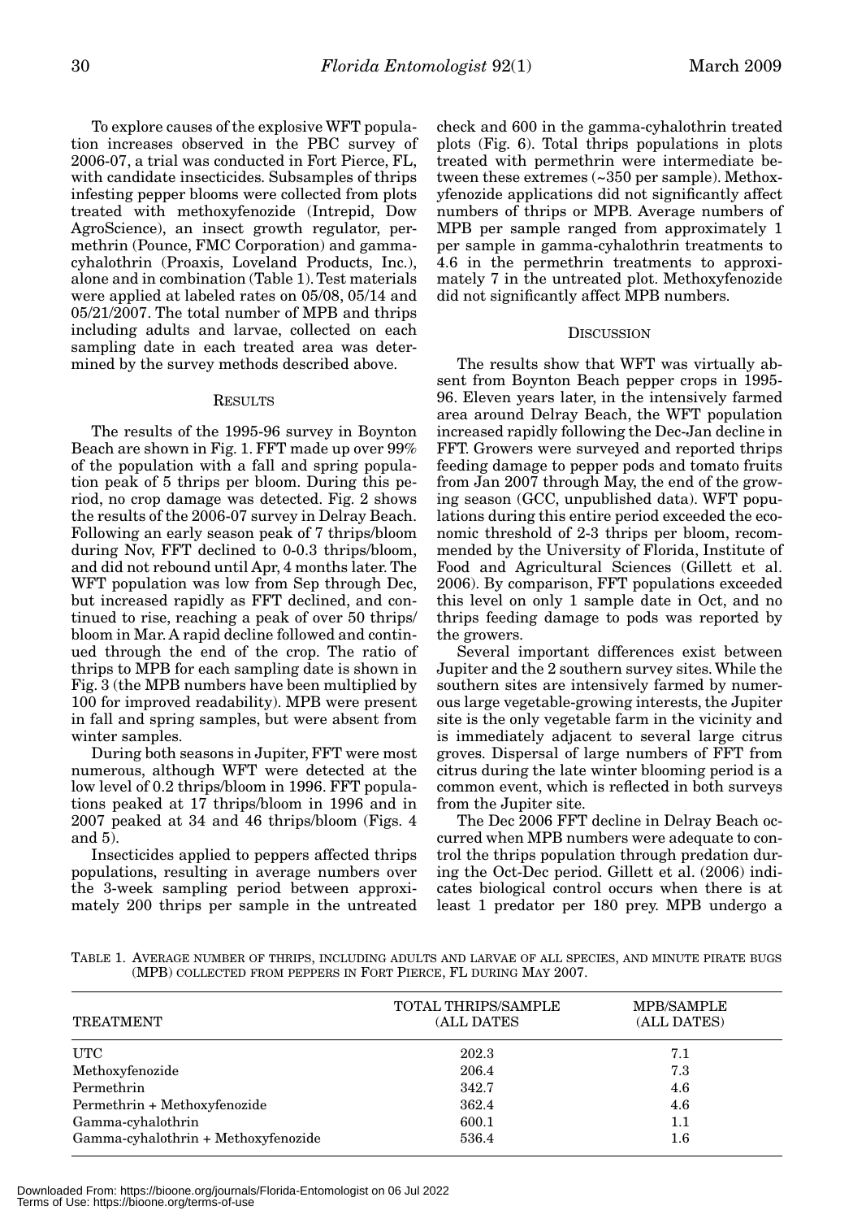To explore causes of the explosive WFT population increases observed in the PBC survey of 2006-07, a trial was conducted in Fort Pierce, FL, with candidate insecticides. Subsamples of thrips infesting pepper blooms were collected from plots treated with methoxyfenozide (Intrepid, Dow AgroScience), an insect growth regulator, permethrin (Pounce, FMC Corporation) and gamma-cyhalothrin (Proaxis, Loveland Products, Inc.), alone and in combination (Table 1). Test materials were applied at labeled rates on 05/08, 05/14 and 05/21/2007. The total number of MPB and thrips including adults and larvae, collected on each sampling date in each treated area was determined by the survey methods described above.

## Results

The results of the 1995-96 survey in Boynton Beach are shown in Fig. 1. FFT made up over 99% of the population with a fall and spring population peak of 5 thrips per bloom. During this period, no crop damage was detected. Fig. 2 shows the results of the 2006-07 survey in Delray Beach. Following an early season peak of 7 thrips/bloom during Nov, FFT declined to 0-0.3 thrips/bloom, and did not rebound until Apr, 4 months later. The WFT population was low from Sep through Dec, but increased rapidly as FFT declined, and continued to rise, reaching a peak of over 50 thrips/bloom in Mar. A rapid decline followed and continued through the end of the crop. The ratio of thrips to MPB for each sampling date is shown in Fig. 3 (the MPB numbers have been multiplied by 100 for improved readability). MPB were present in fall and spring samples, but were absent from winter samples.

During both seasons in Jupiter, FFT were most numerous, although WFT were detected at the low level of 0.2 thrips/bloom in 1996. FFT populations peaked at 17 thrips/bloom in 1996 and in 2007 peaked at 34 and 46 thrips/bloom (Figs. 4 and 5).

Insecticides applied to peppers affected thrips populations, resulting in average numbers over the 3-week sampling period between approximately 200 thrips per sample in the untreated check and 600 in the gamma-cyhalothrin treated plots (Fig. 6). Total thrips populations in plots treated with permethrin were intermediate between these extremes (~350 per sample). Methoxyfenozide applications did not significantly affect numbers of thrips or MPB. Average numbers of MPB per sample ranged from approximately 1 per sample in gamma-cyhalothrin treatments to 4.6 in the permethrin treatments to approximately 7 in the untreated plot. Methoxyfenozide did not significantly affect MPB numbers.

## Discussion

The results show that WFT was virtually absent from Boynton Beach pepper crops in 1995-96. Eleven years later, in the intensively farmed area around Delray Beach, the WFT population increased rapidly following the Dec-Jan decline in FFT. Growers were surveyed and reported thrips feeding damage to pepper pods and tomato fruits from Jan 2007 through May, the end of the growing season (GCC, unpublished data). WFT populations during this entire period exceeded the economic threshold of 2-3 thrips per bloom, recommended by the University of Florida, Institute of Food and Agricultural Sciences (Gillett et al. 2006). By comparison, FFT populations exceeded this level on only 1 sample date in Oct, and no thrips feeding damage to pods was reported by the growers.

Several important differences exist between Jupiter and the 2 southern survey sites. While the southern sites are intensively farmed by numerous large vegetable-growing interests, the Jupiter site is the only vegetable farm in the vicinity and is immediately adjacent to several large citrus groves. Dispersal of large numbers of FFT from citrus during the late winter blooming period is a common event, which is reflected in both surveys from the Jupiter site.

The Dec 2006 FFT decline in Delray Beach occurred when MPB numbers were adequate to control the thrips population through predation during the Oct-Dec period. Gillett et al. (2006) indicates biological control occurs when there is at least 1 predator per 180 prey. MPB undergo a

Table 1. Average number of thrips, including adults and larvae of all species, and minute pirate bugs (MPB) collected from peppers in Fort Pierce, FL during May 2007.

| Treatment | Total thrips/sample (all dates) | MPB/sample (all dates) |
|---|---|---|
| UTC | 202.3 | 7.1 |
| Methoxyfenozide | 206.4 | 7.3 |
| Permethrin | 342.7 | 4.6 |
| Permethrin + Methoxyfenozide | 362.4 | 4.6 |
| Gamma-cyhalothrin | 600.1 | 1.1 |
| Gamma-cyhalothrin + Methoxyfenozide | 536.4 | 1.6 |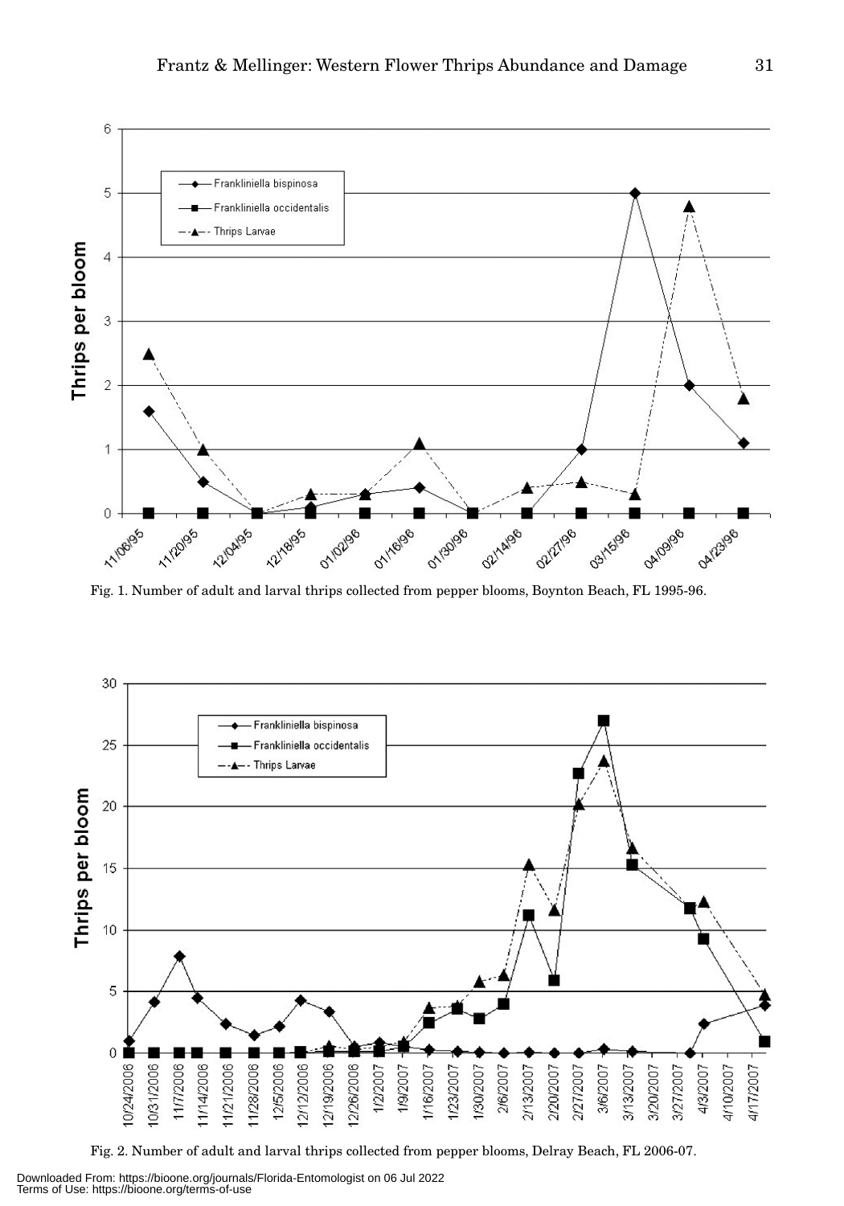Fig. 1. Number of adult and larval thrips collected from pepper blooms, Boynton Beach, FL 1995-96.

Fig. 2. Number of adult and larval thrips collected from pepper blooms, Delray Beach, FL 2006-07.

Downloaded From: https://bioone.org/journals/Florida-Entomologist on 06 Jul 2022
Terms of Use: https://bioone.org/terms-of-use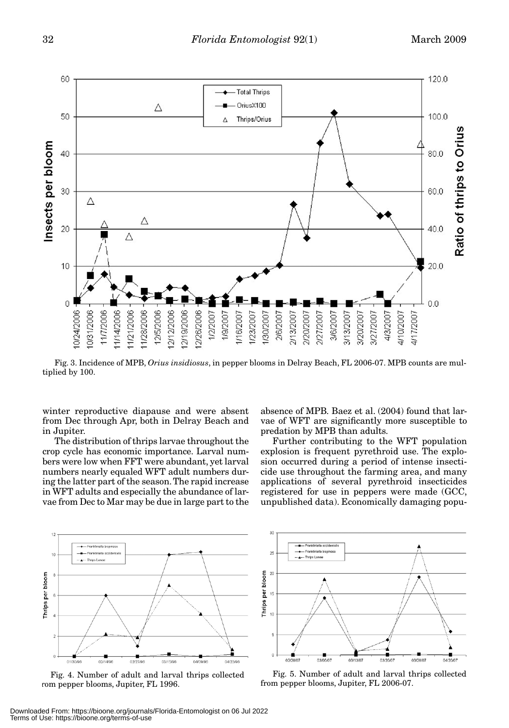Fig. 3. Incidence of MPB, *Orius insidiosus*, in pepper blooms in Delray Beach, FL 2006-07. MPB counts are multiplied by 100.

winter reproductive diapause and were absent from Dec through Apr, both in Delray Beach and in Jupiter.

The distribution of thrips larvae throughout the crop cycle has economic importance. Larval numbers were low when FFT were abundant, yet larval numbers nearly equaled WFT adult numbers during the latter part of the season. The rapid increase in WFT adults and especially the abundance of larvae from Dec to Mar may be due in large part to the absence of MPB. Baez et al. (2004) found that larvae of WFT are significantly more susceptible to predation by MPB than adults.

Further contributing to the WFT population explosion is frequent pyrethroid use. The explosion occurred during a period of intense insecticide use throughout the farming area, and many applications of several pyrethroid insecticides registered for use in peppers were made (GCC, unpublished data). Economically damaging popu-

Fig. 4. Number of adult and larval thrips collected rom pepper blooms, Jupiter, FL 1996.

Fig. 5. Number of adult and larval thrips collected from pepper blooms, Jupiter, FL 2006-07.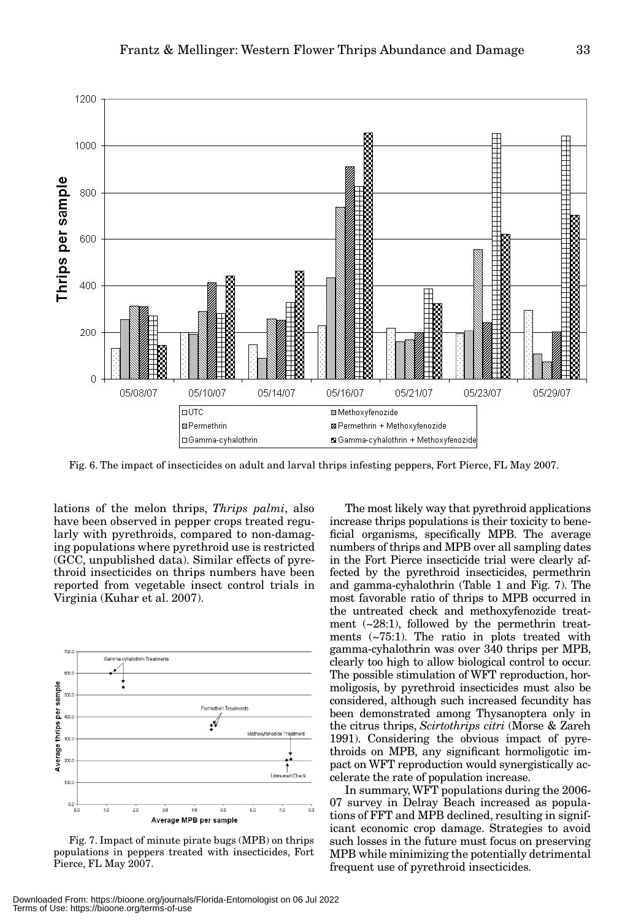Fig. 6. The impact of insecticides on adult and larval thrips infesting peppers, Fort Pierce, FL May 2007.

lations of the melon thrips, *Thrips palmi*, also have been observed in pepper crops treated regularly with pyrethroids, compared to non-damaging populations where pyrethroid use is restricted (GCC, unpublished data). Similar effects of pyrethroid insecticides on thrips numbers have been reported from vegetable insect control trials in Virginia (Kuhar et al. 2007).

Fig. 7. Impact of minute pirate bugs (MPB) on thrips populations in peppers treated with insecticides, Fort Pierce, FL May 2007.

The most likely way that pyrethroid applications increase thrips populations is their toxicity to beneficial organisms, specifically MPB. The average numbers of thrips and MPB over all sampling dates in the Fort Pierce insecticide trial were clearly affected by the pyrethroid insecticides, permethrin and gamma-cyhalothrin (Table 1 and Fig. 7). The most favorable ratio of thrips to MPB occurred in the untreated check and methoxyfenozide treatment (~28:1), followed by the permethrin treatments (~75:1). The ratio in plots treated with gamma-cyhalothrin was over 340 thrips per MPB, clearly too high to allow biological control to occur. The possible stimulation of WFT reproduction, hormoligosis, by pyrethroid insecticides must also be considered, although such increased fecundity has been demonstrated among Thysanoptera only in the citrus thrips, *Scirtothrips citri* (Morse & Zareh 1991). Considering the obvious impact of pyrethroids on MPB, any significant hormoligotic impact on WFT reproduction would synergistically accelerate the rate of population increase.

In summary, WFT populations during the 2006-07 survey in Delray Beach increased as populations of FFT and MPB declined, resulting in significant economic crop damage. Strategies to avoid such losses in the future must focus on preserving MPB while minimizing the potentially detrimental frequent use of pyrethroid insecticides.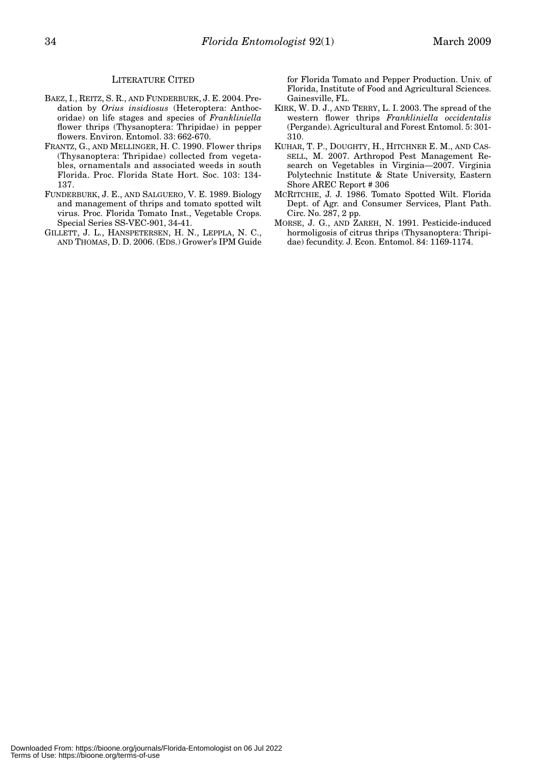## LITERATURE CITED

BAEZ, I., REITZ, S. R., AND FUNDERBURK, J. E. 2004. Predation by *Orius insidiosus* (Heteroptera: Anthocoridae) on life stages and species of *Frankliniella* flower thrips (Thysanoptera: Thripidae) in pepper flowers. Environ. Entomol. 33: 662-670.

FRANTZ, G., AND MELLINGER, H. C. 1990. Flower thrips (Thysanoptera: Thripidae) collected from vegetables, ornamentals and associated weeds in south Florida. Proc. Florida State Hort. Soc. 103: 134-137.

FUNDERBURK, J. E., AND SALGUERO, V. E. 1989. Biology and management of thrips and tomato spotted wilt virus. Proc. Florida Tomato Inst., Vegetable Crops. Special Series SS-VEC-901, 34-41.

GILLETT, J. L., HANSPETERSEN, H. N., LEPPLA, N. C., AND THOMAS, D. D. 2006. (EDS.) Grower's IPM Guide for Florida Tomato and Pepper Production. Univ. of Florida, Institute of Food and Agricultural Sciences. Gainesville, FL.

KIRK, W. D. J., AND TERRY, L. I. 2003. The spread of the western flower thrips *Frankliniella occidentalis* (Pergande). Agricultural and Forest Entomol. 5: 301-310.

KUHAR, T. P., DOUGHTY, H., HITCHNER E. M., AND CASSELL, M. 2007. Arthropod Pest Management Research on Vegetables in Virginia—2007. Virginia Polytechnic Institute & State University, Eastern Shore AREC Report # 306

MCRITCHIE, J. J. 1986. Tomato Spotted Wilt. Florida Dept. of Agr. and Consumer Services, Plant Path. Circ. No. 287, 2 pp.

MORSE, J. G., AND ZAREH, N. 1991. Pesticide-induced hormoligosis of citrus thrips (Thysanoptera: Thripidae) fecundity. J. Econ. Entomol. 84: 1169-1174.